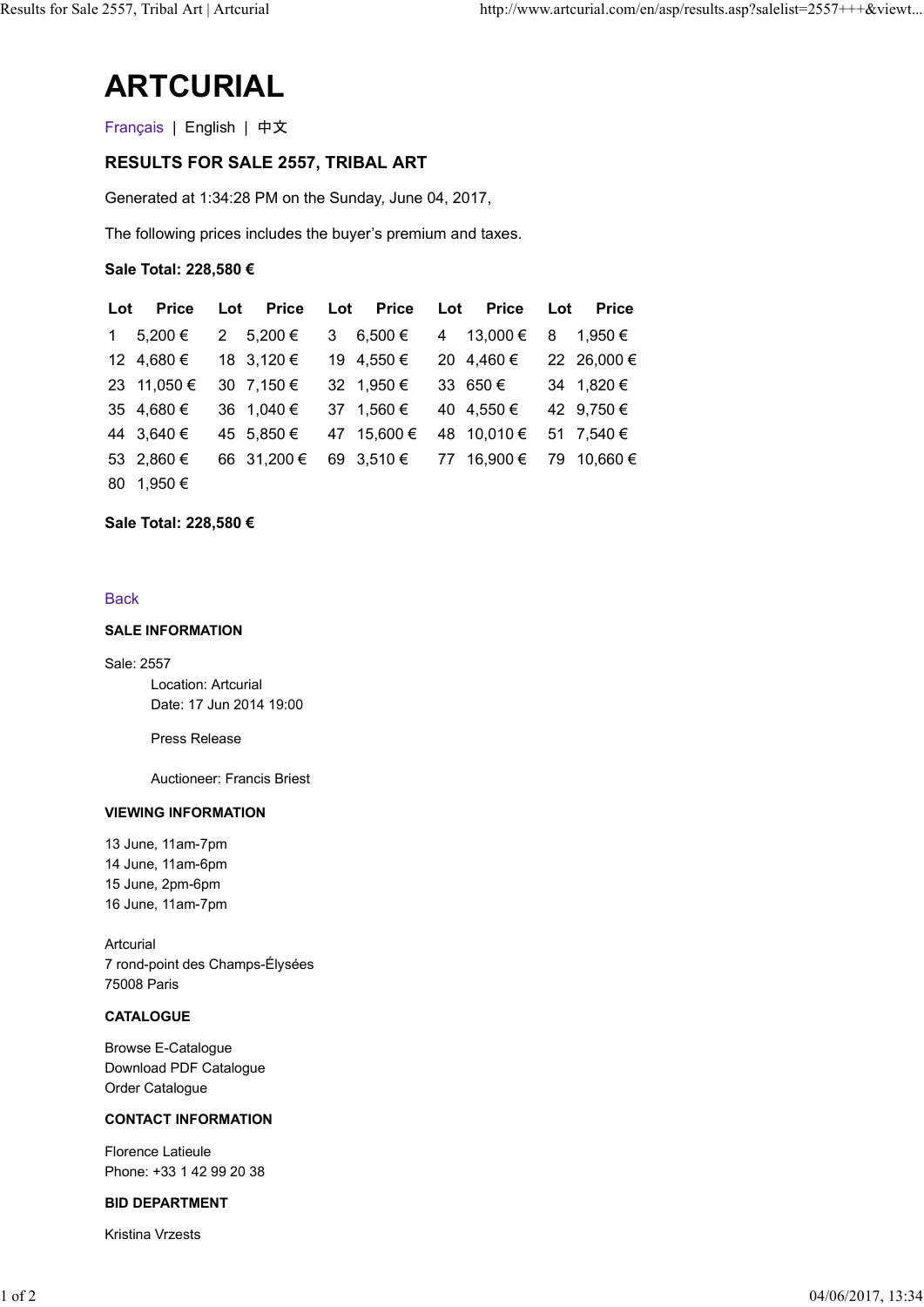# ARTCURIAL

Français | English | 中文

## RESULTS FOR SALE 2557, TRIBAL ART

Generated at 1:34:28 PM on the Sunday, June 04, 2017,

The following prices includes the buyer's premium and taxes.

**Sale Total: 228,580 €**

| Lot | Price | Lot | Price | Lot | Price | Lot | Price | Lot | Price |
|---|---|---|---|---|---|---|---|---|---|
| 1 | 5,200 € | 2 | 5,200 € | 3 | 6,500 € | 4 | 13,000 € | 8 | 1,950 € |
| 12 | 4,680 € | 18 | 3,120 € | 19 | 4,550 € | 20 | 4,460 € | 22 | 26,000 € |
| 23 | 11,050 € | 30 | 7,150 € | 32 | 1,950 € | 33 | 650 € | 34 | 1,820 € |
| 35 | 4,680 € | 36 | 1,040 € | 37 | 1,560 € | 40 | 4,550 € | 42 | 9,750 € |
| 44 | 3,640 € | 45 | 5,850 € | 47 | 15,600 € | 48 | 10,010 € | 51 | 7,540 € |
| 53 | 2,860 € | 66 | 31,200 € | 69 | 3,510 € | 77 | 16,900 € | 79 | 10,660 € |
| 80 | 1,950 € | | | | | | | | |

**Sale Total: 228,580 €**

Back

### SALE INFORMATION

Sale: 2557

Location: Artcurial
Date: 17 Jun 2014 19:00

Press Release

Auctioneer: Francis Briest

### VIEWING INFORMATION

13 June, 11am-7pm
14 June, 11am-6pm
15 June, 2pm-6pm
16 June, 11am-7pm

Artcurial
7 rond-point des Champs-Élysées
75008 Paris

### CATALOGUE

Browse E-Catalogue
Download PDF Catalogue
Order Catalogue

### CONTACT INFORMATION

Florence Latieule
Phone: +33 1 42 99 20 38

### BID DEPARTMENT

Kristina Vrzests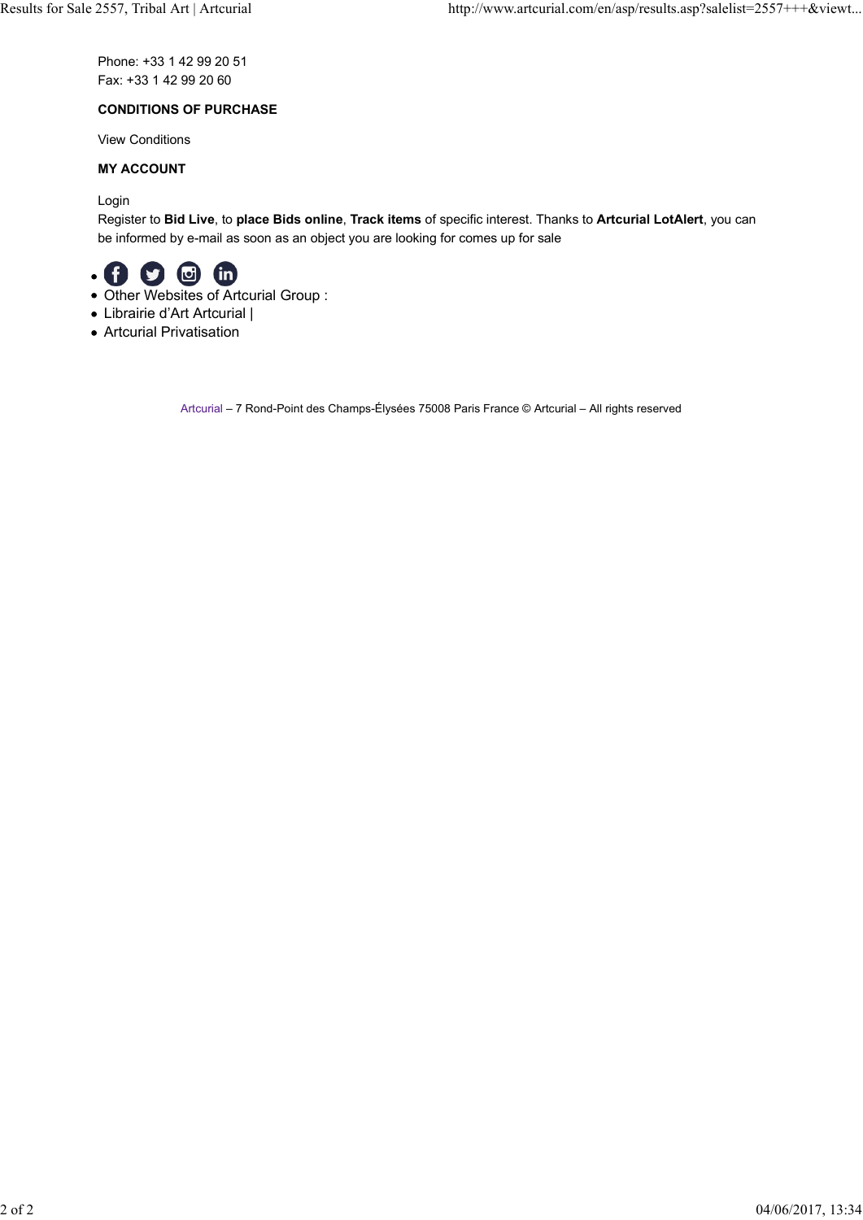Phone: +33 1 42 99 20 51
Fax: +33 1 42 99 20 60

**CONDITIONS OF PURCHASE**

View Conditions

**MY ACCOUNT**

Login
Register to **Bid Live**, to **place Bids online**, **Track items** of specific interest. Thanks to **Artcurial LotAlert**, you can be informed by e-mail as soon as an object you are looking for comes up for sale

- 
- Other Websites of Artcurial Group :
- Librairie d’Art Artcurial |
- Artcurial Privatisation

Artcurial – 7 Rond-Point des Champs-Élysées 75008 Paris France © Artcurial – All rights reserved